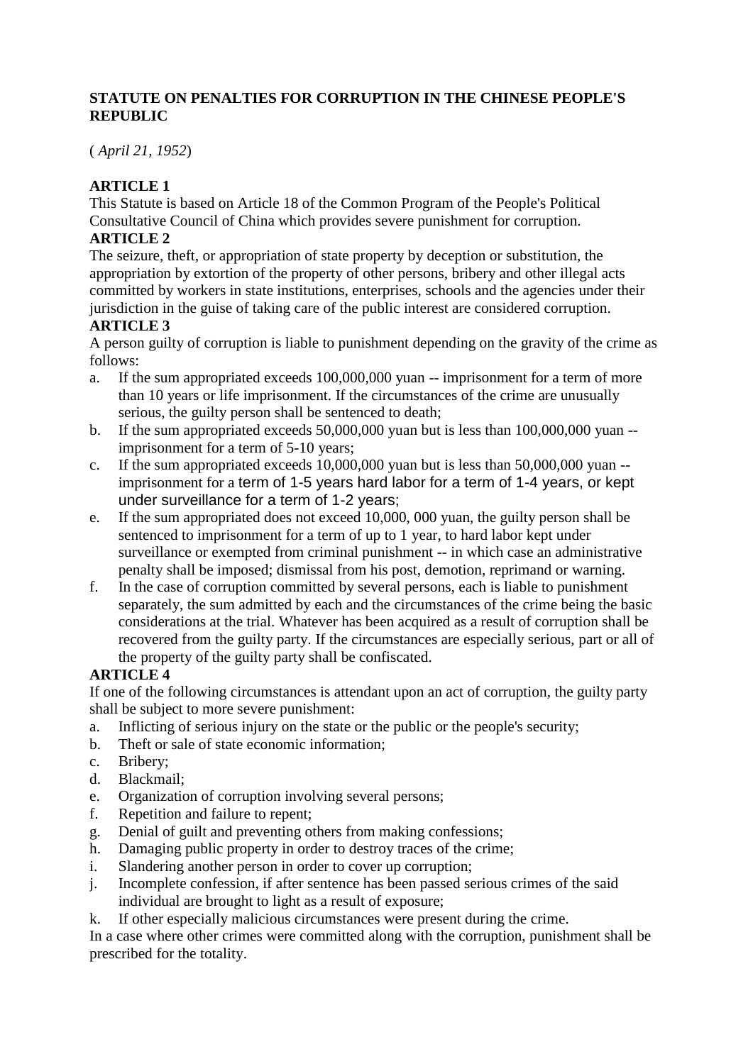**STATUTE ON PENALTIES FOR CORRUPTION IN THE CHINESE PEOPLE'S REPUBLIC**

( *April 21, 1952*)

**ARTICLE 1**

This Statute is based on Article 18 of the Common Program of the People's Political Consultative Council of China which provides severe punishment for corruption.

**ARTICLE 2**

The seizure, theft, or appropriation of state property by deception or substitution, the appropriation by extortion of the property of other persons, bribery and other illegal acts committed by workers in state institutions, enterprises, schools and the agencies under their jurisdiction in the guise of taking care of the public interest are considered corruption.

**ARTICLE 3**

A person guilty of corruption is liable to punishment depending on the gravity of the crime as follows:

a. If the sum appropriated exceeds 100,000,000 yuan -- imprisonment for a term of more than 10 years or life imprisonment. If the circumstances of the crime are unusually serious, the guilty person shall be sentenced to death;
b. If the sum appropriated exceeds 50,000,000 yuan but is less than 100,000,000 yuan -- imprisonment for a term of 5-10 years;
c. If the sum appropriated exceeds 10,000,000 yuan but is less than 50,000,000 yuan -- imprisonment for a term of 1-5 years hard labor for a term of 1-4 years, or kept under surveillance for a term of 1-2 years;
e. If the sum appropriated does not exceed 10,000, 000 yuan, the guilty person shall be sentenced to imprisonment for a term of up to 1 year, to hard labor kept under surveillance or exempted from criminal punishment -- in which case an administrative penalty shall be imposed; dismissal from his post, demotion, reprimand or warning.
f. In the case of corruption committed by several persons, each is liable to punishment separately, the sum admitted by each and the circumstances of the crime being the basic considerations at the trial. Whatever has been acquired as a result of corruption shall be recovered from the guilty party. If the circumstances are especially serious, part or all of the property of the guilty party shall be confiscated.

**ARTICLE 4**

If one of the following circumstances is attendant upon an act of corruption, the guilty party shall be subject to more severe punishment:

a. Inflicting of serious injury on the state or the public or the people's security;
b. Theft or sale of state economic information;
c. Bribery;
d. Blackmail;
e. Organization of corruption involving several persons;
f. Repetition and failure to repent;
g. Denial of guilt and preventing others from making confessions;
h. Damaging public property in order to destroy traces of the crime;
i. Slandering another person in order to cover up corruption;
j. Incomplete confession, if after sentence has been passed serious crimes of the said individual are brought to light as a result of exposure;
k. If other especially malicious circumstances were present during the crime.

In a case where other crimes were committed along with the corruption, punishment shall be prescribed for the totality.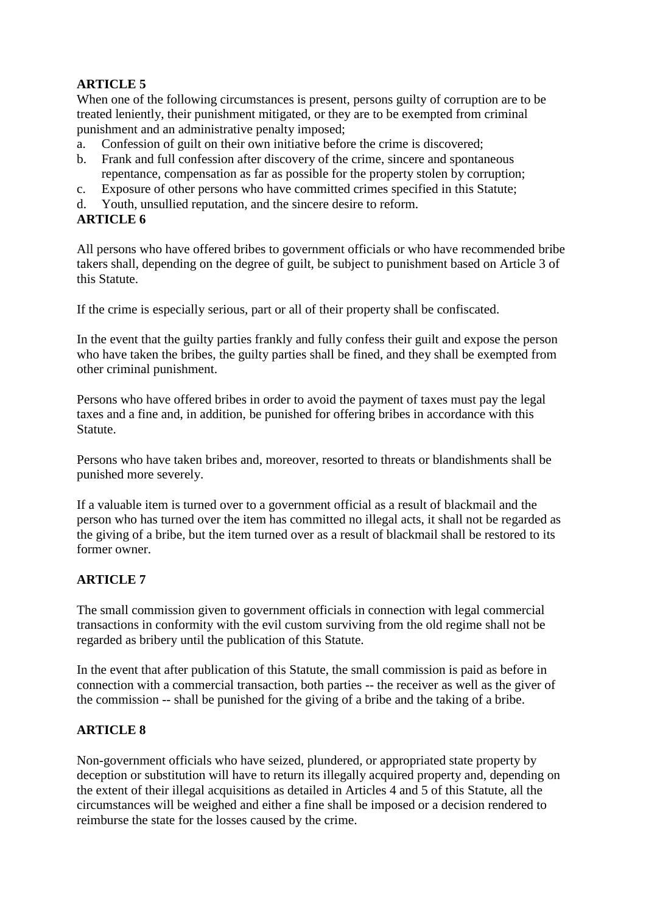**ARTICLE 5**

When one of the following circumstances is present, persons guilty of corruption are to be treated leniently, their punishment mitigated, or they are to be exempted from criminal punishment and an administrative penalty imposed;

a. Confession of guilt on their own initiative before the crime is discovered;
b. Frank and full confession after discovery of the crime, sincere and spontaneous repentance, compensation as far as possible for the property stolen by corruption;
c. Exposure of other persons who have committed crimes specified in this Statute;
d. Youth, unsullied reputation, and the sincere desire to reform.

**ARTICLE 6**

All persons who have offered bribes to government officials or who have recommended bribe takers shall, depending on the degree of guilt, be subject to punishment based on Article 3 of this Statute.

If the crime is especially serious, part or all of their property shall be confiscated.

In the event that the guilty parties frankly and fully confess their guilt and expose the person who have taken the bribes, the guilty parties shall be fined, and they shall be exempted from other criminal punishment.

Persons who have offered bribes in order to avoid the payment of taxes must pay the legal taxes and a fine and, in addition, be punished for offering bribes in accordance with this Statute.

Persons who have taken bribes and, moreover, resorted to threats or blandishments shall be punished more severely.

If a valuable item is turned over to a government official as a result of blackmail and the person who has turned over the item has committed no illegal acts, it shall not be regarded as the giving of a bribe, but the item turned over as a result of blackmail shall be restored to its former owner.

**ARTICLE 7**

The small commission given to government officials in connection with legal commercial transactions in conformity with the evil custom surviving from the old regime shall not be regarded as bribery until the publication of this Statute.

In the event that after publication of this Statute, the small commission is paid as before in connection with a commercial transaction, both parties -- the receiver as well as the giver of the commission -- shall be punished for the giving of a bribe and the taking of a bribe.

**ARTICLE 8**

Non-government officials who have seized, plundered, or appropriated state property by deception or substitution will have to return its illegally acquired property and, depending on the extent of their illegal acquisitions as detailed in Articles 4 and 5 of this Statute, all the circumstances will be weighed and either a fine shall be imposed or a decision rendered to reimburse the state for the losses caused by the crime.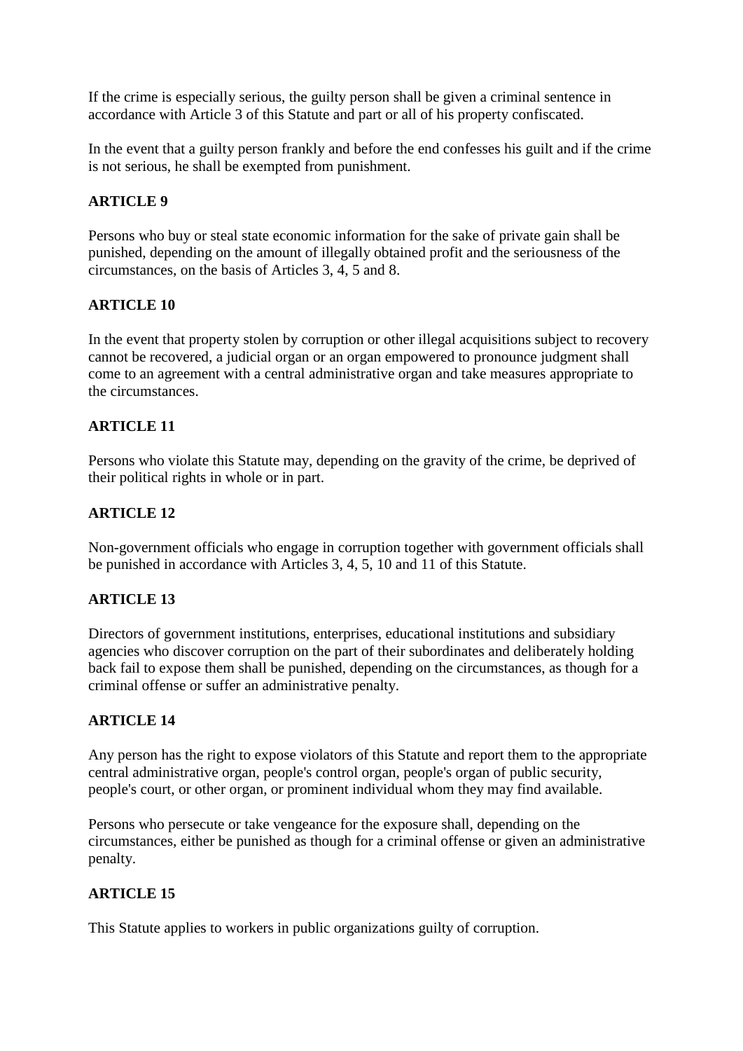If the crime is especially serious, the guilty person shall be given a criminal sentence in accordance with Article 3 of this Statute and part or all of his property confiscated.

In the event that a guilty person frankly and before the end confesses his guilt and if the crime is not serious, he shall be exempted from punishment.

**ARTICLE 9**

Persons who buy or steal state economic information for the sake of private gain shall be punished, depending on the amount of illegally obtained profit and the seriousness of the circumstances, on the basis of Articles 3, 4, 5 and 8.

**ARTICLE 10**

In the event that property stolen by corruption or other illegal acquisitions subject to recovery cannot be recovered, a judicial organ or an organ empowered to pronounce judgment shall come to an agreement with a central administrative organ and take measures appropriate to the circumstances.

**ARTICLE 11**

Persons who violate this Statute may, depending on the gravity of the crime, be deprived of their political rights in whole or in part.

**ARTICLE 12**

Non-government officials who engage in corruption together with government officials shall be punished in accordance with Articles 3, 4, 5, 10 and 11 of this Statute.

**ARTICLE 13**

Directors of government institutions, enterprises, educational institutions and subsidiary agencies who discover corruption on the part of their subordinates and deliberately holding back fail to expose them shall be punished, depending on the circumstances, as though for a criminal offense or suffer an administrative penalty.

**ARTICLE 14**

Any person has the right to expose violators of this Statute and report them to the appropriate central administrative organ, people's control organ, people's organ of public security, people's court, or other organ, or prominent individual whom they may find available.

Persons who persecute or take vengeance for the exposure shall, depending on the circumstances, either be punished as though for a criminal offense or given an administrative penalty.

**ARTICLE 15**

This Statute applies to workers in public organizations guilty of corruption.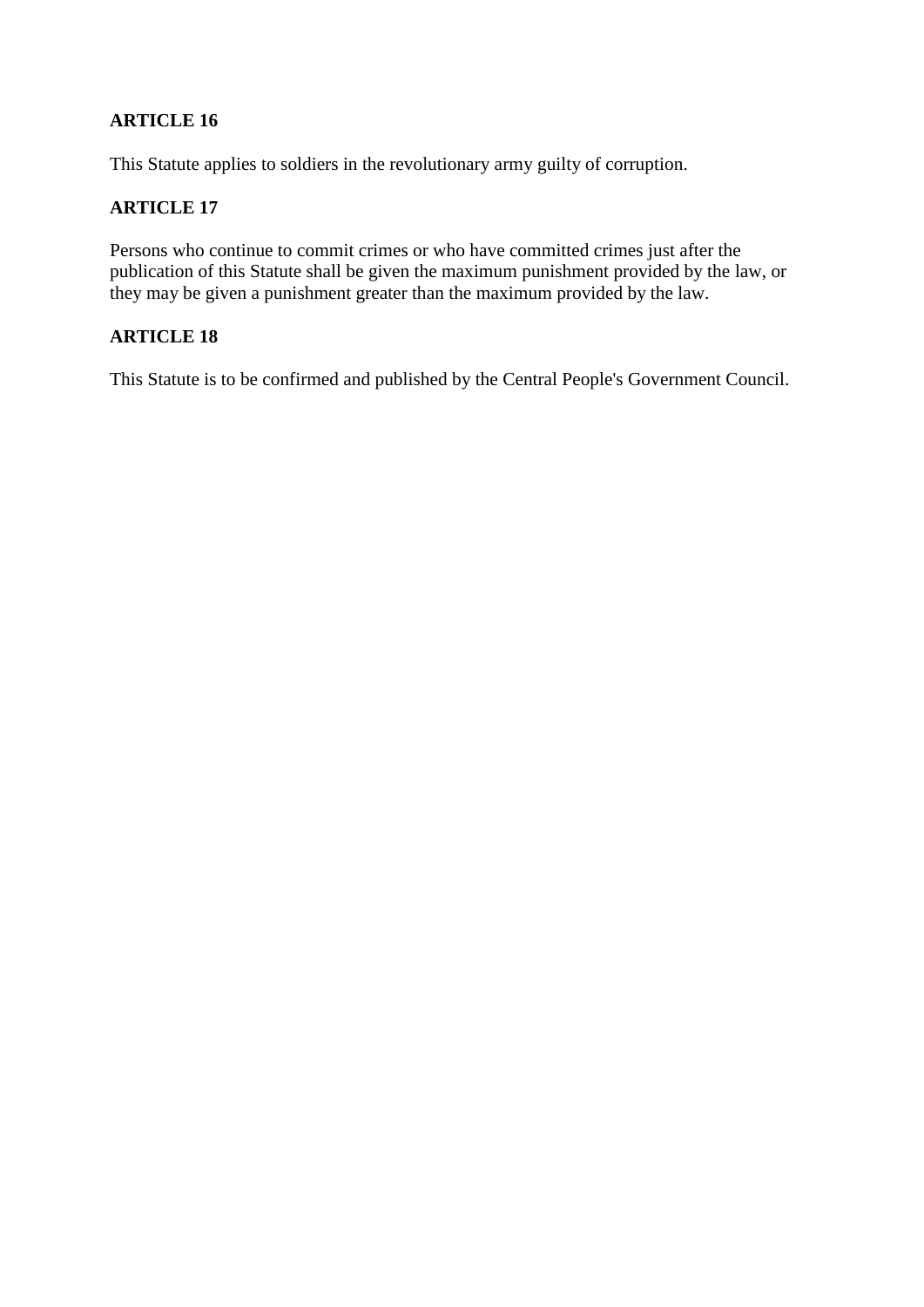**ARTICLE 16**

This Statute applies to soldiers in the revolutionary army guilty of corruption.

**ARTICLE 17**

Persons who continue to commit crimes or who have committed crimes just after the publication of this Statute shall be given the maximum punishment provided by the law, or they may be given a punishment greater than the maximum provided by the law.

**ARTICLE 18**

This Statute is to be confirmed and published by the Central People's Government Council.